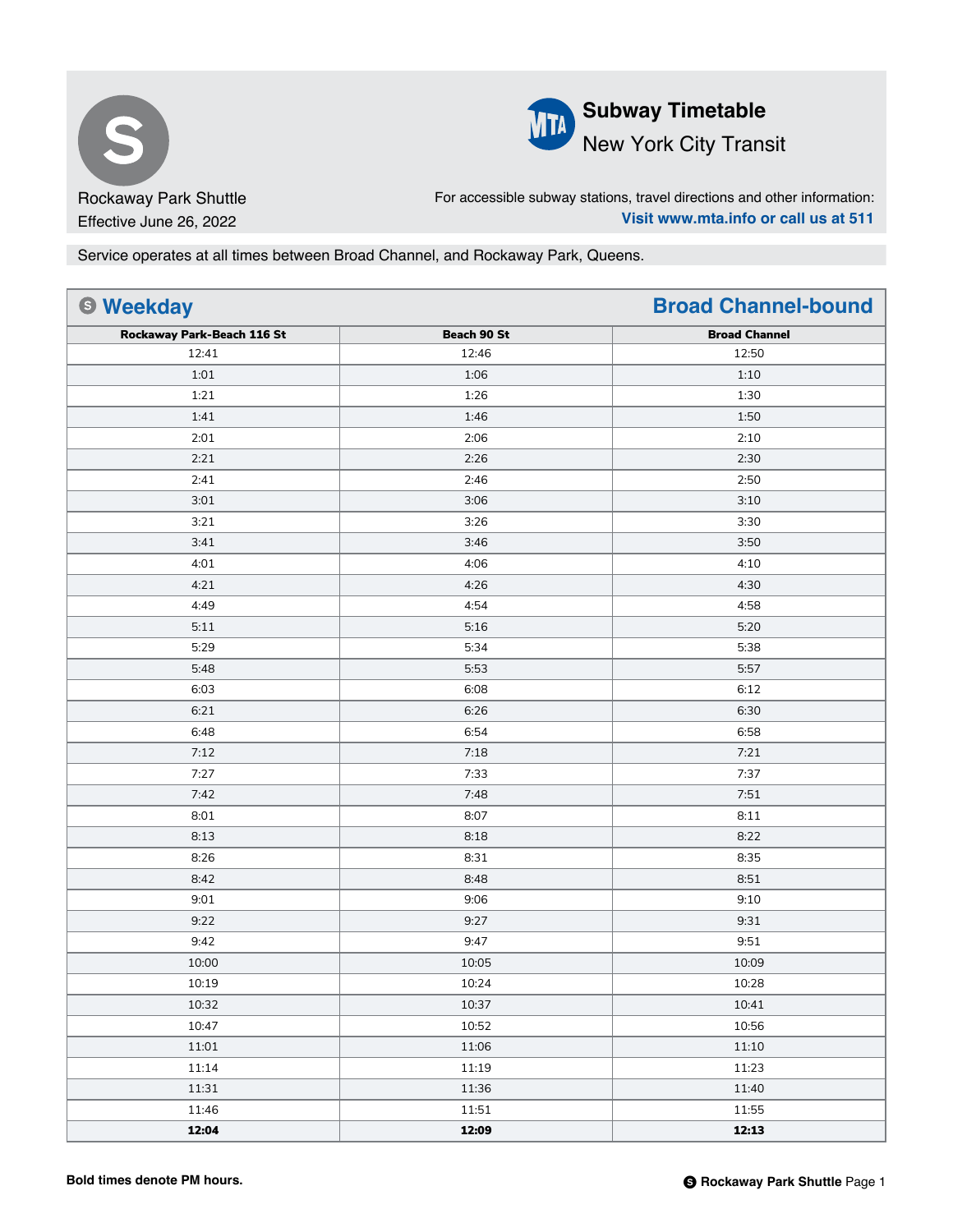# S Rockaway Park Shuttle

Effective June 26, 2022

**Subway Timetable**
New York City Transit

For accessible subway stations, travel directions and other information:
**Visit www.mta.info or call us at 511**

Service operates at all times between Broad Channel, and Rockaway Park, Queens.

## Weekday — Broad Channel-bound

| Rockaway Park-Beach 116 St | Beach 90 St | Broad Channel |
|---|---|---|
| 12:41 | 12:46 | 12:50 |
| 1:01 | 1:06 | 1:10 |
| 1:21 | 1:26 | 1:30 |
| 1:41 | 1:46 | 1:50 |
| 2:01 | 2:06 | 2:10 |
| 2:21 | 2:26 | 2:30 |
| 2:41 | 2:46 | 2:50 |
| 3:01 | 3:06 | 3:10 |
| 3:21 | 3:26 | 3:30 |
| 3:41 | 3:46 | 3:50 |
| 4:01 | 4:06 | 4:10 |
| 4:21 | 4:26 | 4:30 |
| 4:49 | 4:54 | 4:58 |
| 5:11 | 5:16 | 5:20 |
| 5:29 | 5:34 | 5:38 |
| 5:48 | 5:53 | 5:57 |
| 6:03 | 6:08 | 6:12 |
| 6:21 | 6:26 | 6:30 |
| 6:48 | 6:54 | 6:58 |
| 7:12 | 7:18 | 7:21 |
| 7:27 | 7:33 | 7:37 |
| 7:42 | 7:48 | 7:51 |
| 8:01 | 8:07 | 8:11 |
| 8:13 | 8:18 | 8:22 |
| 8:26 | 8:31 | 8:35 |
| 8:42 | 8:48 | 8:51 |
| 9:01 | 9:06 | 9:10 |
| 9:22 | 9:27 | 9:31 |
| 9:42 | 9:47 | 9:51 |
| 10:00 | 10:05 | 10:09 |
| 10:19 | 10:24 | 10:28 |
| 10:32 | 10:37 | 10:41 |
| 10:47 | 10:52 | 10:56 |
| 11:01 | 11:06 | 11:10 |
| 11:14 | 11:19 | 11:23 |
| 11:31 | 11:36 | 11:40 |
| 11:46 | 11:51 | 11:55 |
| **12:04** | **12:09** | **12:13** |

**Bold times denote PM hours.**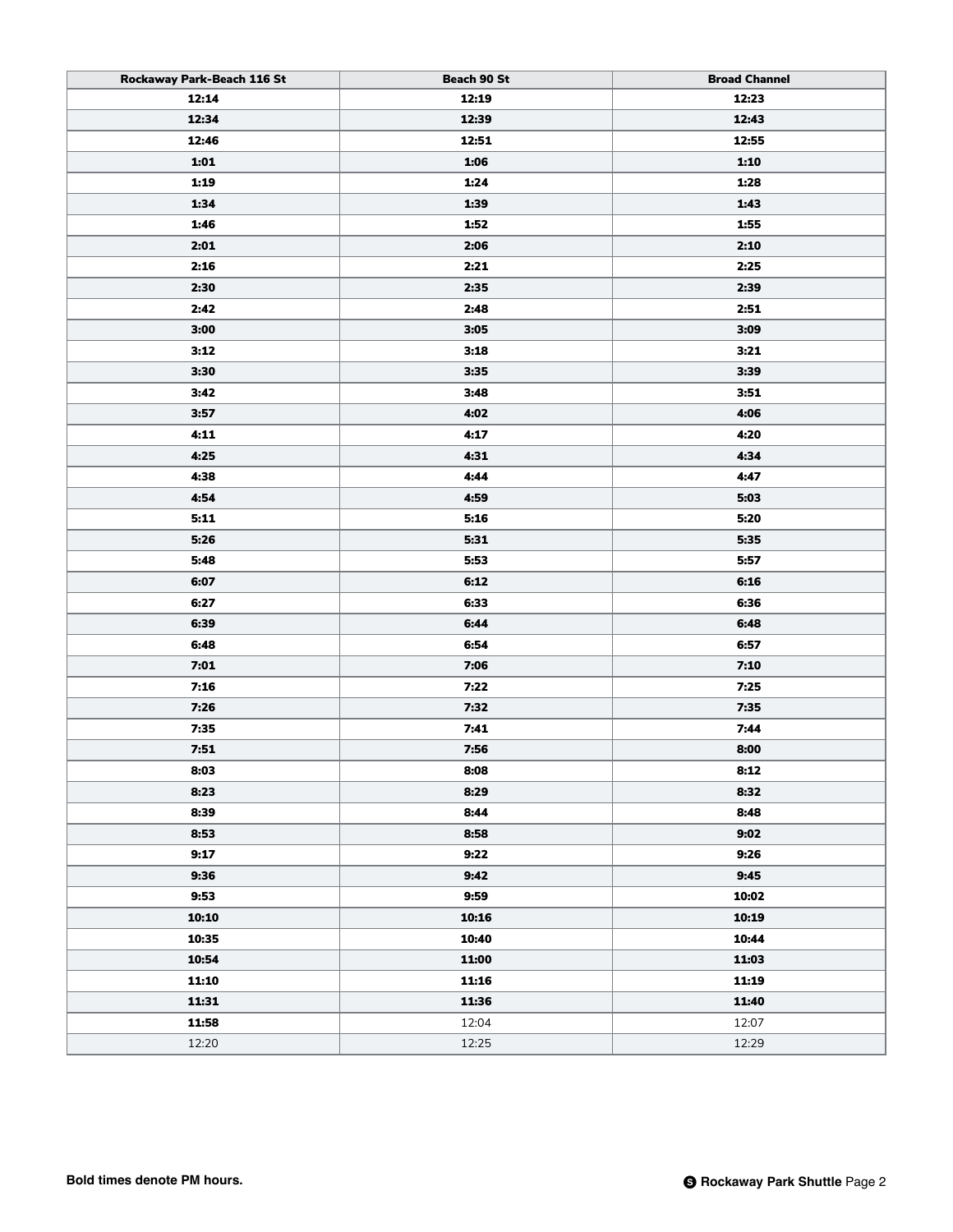| Rockaway Park-Beach 116 St | Beach 90 St | Broad Channel |
|---|---|---|
| **12:14** | **12:19** | **12:23** |
| **12:34** | **12:39** | **12:43** |
| **12:46** | **12:51** | **12:55** |
| **1:01** | **1:06** | **1:10** |
| **1:19** | **1:24** | **1:28** |
| **1:34** | **1:39** | **1:43** |
| **1:46** | **1:52** | **1:55** |
| **2:01** | **2:06** | **2:10** |
| **2:16** | **2:21** | **2:25** |
| **2:30** | **2:35** | **2:39** |
| **2:42** | **2:48** | **2:51** |
| **3:00** | **3:05** | **3:09** |
| **3:12** | **3:18** | **3:21** |
| **3:30** | **3:35** | **3:39** |
| **3:42** | **3:48** | **3:51** |
| **3:57** | **4:02** | **4:06** |
| **4:11** | **4:17** | **4:20** |
| **4:25** | **4:31** | **4:34** |
| **4:38** | **4:44** | **4:47** |
| **4:54** | **4:59** | **5:03** |
| **5:11** | **5:16** | **5:20** |
| **5:26** | **5:31** | **5:35** |
| **5:48** | **5:53** | **5:57** |
| **6:07** | **6:12** | **6:16** |
| **6:27** | **6:33** | **6:36** |
| **6:39** | **6:44** | **6:48** |
| **6:48** | **6:54** | **6:57** |
| **7:01** | **7:06** | **7:10** |
| **7:16** | **7:22** | **7:25** |
| **7:26** | **7:32** | **7:35** |
| **7:35** | **7:41** | **7:44** |
| **7:51** | **7:56** | **8:00** |
| **8:03** | **8:08** | **8:12** |
| **8:23** | **8:29** | **8:32** |
| **8:39** | **8:44** | **8:48** |
| **8:53** | **8:58** | **9:02** |
| **9:17** | **9:22** | **9:26** |
| **9:36** | **9:42** | **9:45** |
| **9:53** | **9:59** | **10:02** |
| **10:10** | **10:16** | **10:19** |
| **10:35** | **10:40** | **10:44** |
| **10:54** | **11:00** | **11:03** |
| **11:10** | **11:16** | **11:19** |
| **11:31** | **11:36** | **11:40** |
| **11:58** | 12:04 | 12:07 |
| 12:20 | 12:25 | 12:29 |

**Bold times denote PM hours.**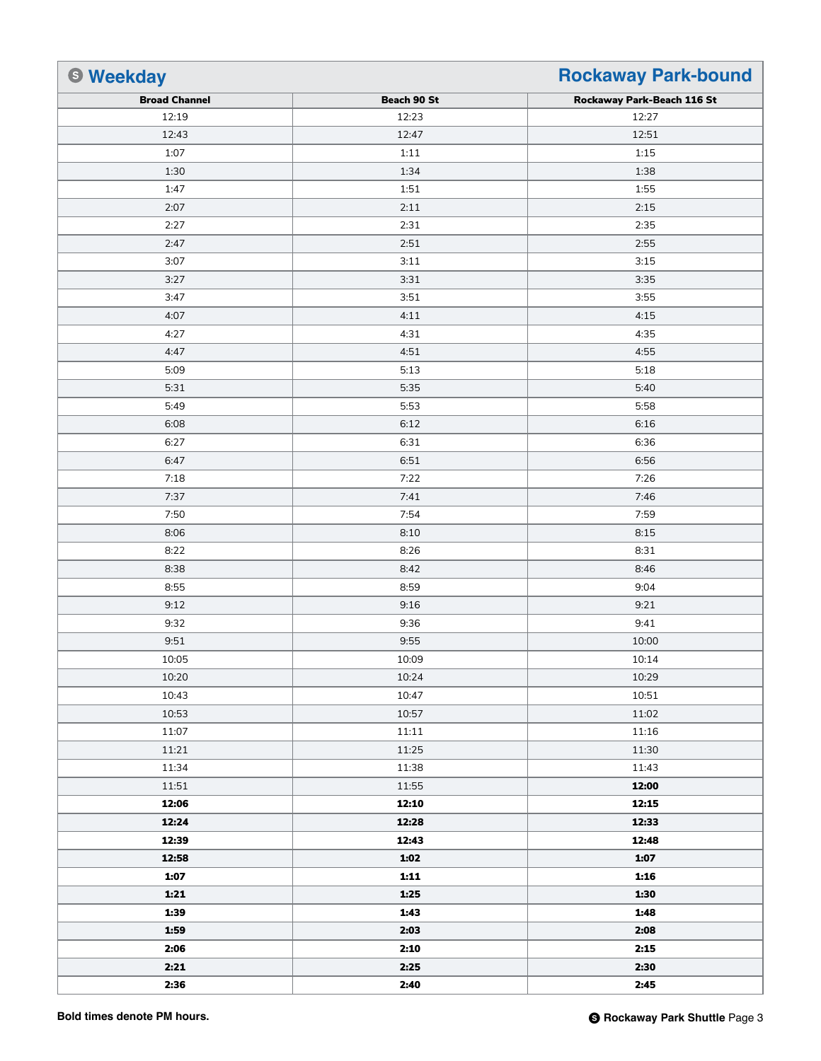## Ⓢ Weekday — Rockaway Park-bound

| Broad Channel | Beach 90 St | Rockaway Park-Beach 116 St |
|---|---|---|
| 12:19 | 12:23 | 12:27 |
| 12:43 | 12:47 | 12:51 |
| 1:07 | 1:11 | 1:15 |
| 1:30 | 1:34 | 1:38 |
| 1:47 | 1:51 | 1:55 |
| 2:07 | 2:11 | 2:15 |
| 2:27 | 2:31 | 2:35 |
| 2:47 | 2:51 | 2:55 |
| 3:07 | 3:11 | 3:15 |
| 3:27 | 3:31 | 3:35 |
| 3:47 | 3:51 | 3:55 |
| 4:07 | 4:11 | 4:15 |
| 4:27 | 4:31 | 4:35 |
| 4:47 | 4:51 | 4:55 |
| 5:09 | 5:13 | 5:18 |
| 5:31 | 5:35 | 5:40 |
| 5:49 | 5:53 | 5:58 |
| 6:08 | 6:12 | 6:16 |
| 6:27 | 6:31 | 6:36 |
| 6:47 | 6:51 | 6:56 |
| 7:18 | 7:22 | 7:26 |
| 7:37 | 7:41 | 7:46 |
| 7:50 | 7:54 | 7:59 |
| 8:06 | 8:10 | 8:15 |
| 8:22 | 8:26 | 8:31 |
| 8:38 | 8:42 | 8:46 |
| 8:55 | 8:59 | 9:04 |
| 9:12 | 9:16 | 9:21 |
| 9:32 | 9:36 | 9:41 |
| 9:51 | 9:55 | 10:00 |
| 10:05 | 10:09 | 10:14 |
| 10:20 | 10:24 | 10:29 |
| 10:43 | 10:47 | 10:51 |
| 10:53 | 10:57 | 11:02 |
| 11:07 | 11:11 | 11:16 |
| 11:21 | 11:25 | 11:30 |
| 11:34 | 11:38 | 11:43 |
| 11:51 | 11:55 | **12:00** |
| **12:06** | **12:10** | **12:15** |
| **12:24** | **12:28** | **12:33** |
| **12:39** | **12:43** | **12:48** |
| **12:58** | **1:02** | **1:07** |
| **1:07** | **1:11** | **1:16** |
| **1:21** | **1:25** | **1:30** |
| **1:39** | **1:43** | **1:48** |
| **1:59** | **2:03** | **2:08** |
| **2:06** | **2:10** | **2:15** |
| **2:21** | **2:25** | **2:30** |
| **2:36** | **2:40** | **2:45** |

**Bold times denote PM hours.**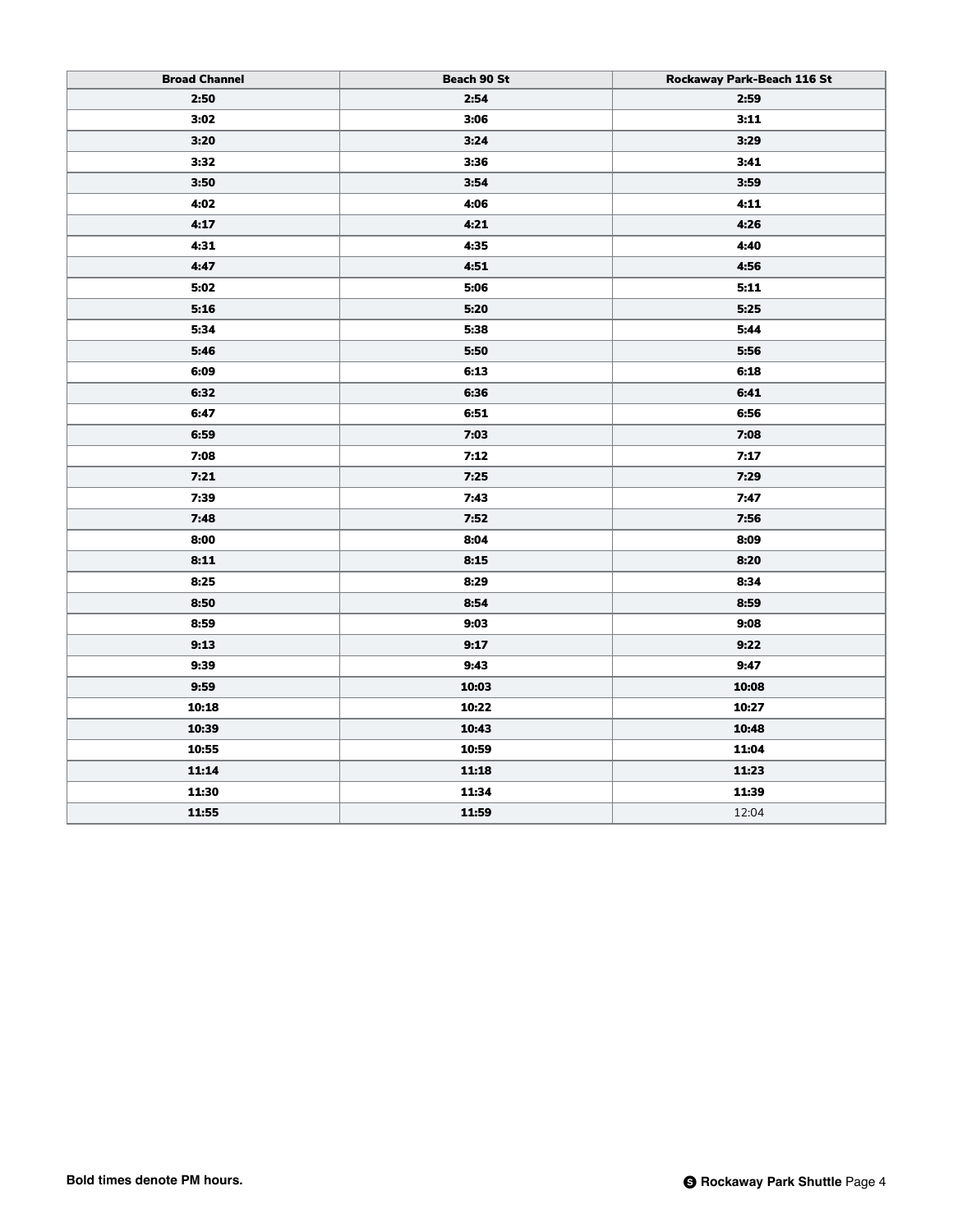| Broad Channel | Beach 90 St | Rockaway Park-Beach 116 St |
|---|---|---|
| **2:50** | **2:54** | **2:59** |
| **3:02** | **3:06** | **3:11** |
| **3:20** | **3:24** | **3:29** |
| **3:32** | **3:36** | **3:41** |
| **3:50** | **3:54** | **3:59** |
| **4:02** | **4:06** | **4:11** |
| **4:17** | **4:21** | **4:26** |
| **4:31** | **4:35** | **4:40** |
| **4:47** | **4:51** | **4:56** |
| **5:02** | **5:06** | **5:11** |
| **5:16** | **5:20** | **5:25** |
| **5:34** | **5:38** | **5:44** |
| **5:46** | **5:50** | **5:56** |
| **6:09** | **6:13** | **6:18** |
| **6:32** | **6:36** | **6:41** |
| **6:47** | **6:51** | **6:56** |
| **6:59** | **7:03** | **7:08** |
| **7:08** | **7:12** | **7:17** |
| **7:21** | **7:25** | **7:29** |
| **7:39** | **7:43** | **7:47** |
| **7:48** | **7:52** | **7:56** |
| **8:00** | **8:04** | **8:09** |
| **8:11** | **8:15** | **8:20** |
| **8:25** | **8:29** | **8:34** |
| **8:50** | **8:54** | **8:59** |
| **8:59** | **9:03** | **9:08** |
| **9:13** | **9:17** | **9:22** |
| **9:39** | **9:43** | **9:47** |
| **9:59** | **10:03** | **10:08** |
| **10:18** | **10:22** | **10:27** |
| **10:39** | **10:43** | **10:48** |
| **10:55** | **10:59** | **11:04** |
| **11:14** | **11:18** | **11:23** |
| **11:30** | **11:34** | **11:39** |
| **11:55** | **11:59** | 12:04 |

**Bold times denote PM hours.**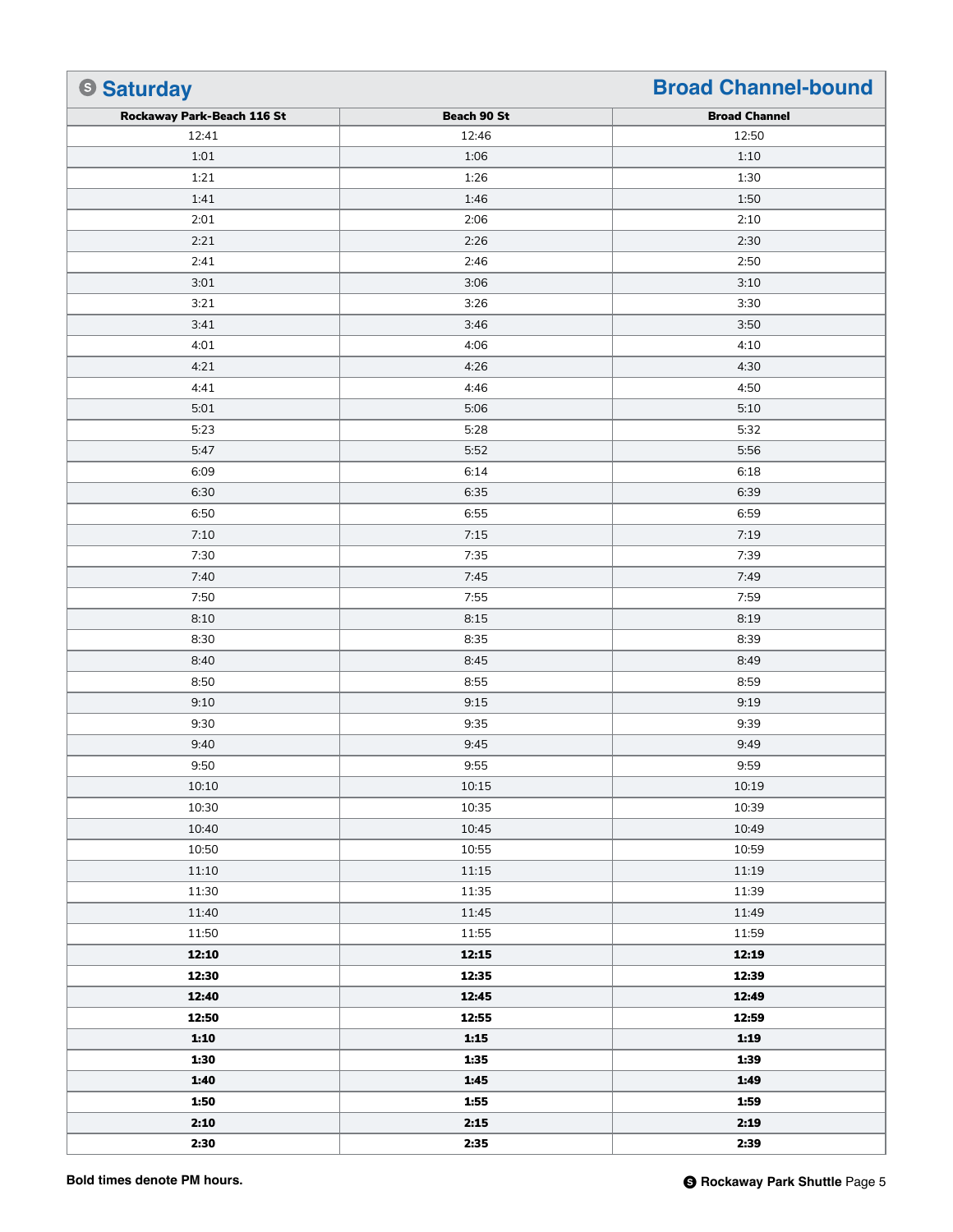## Ⓢ Saturday — Broad Channel-bound

| Rockaway Park-Beach 116 St | Beach 90 St | Broad Channel |
|---|---|---|
| 12:41 | 12:46 | 12:50 |
| 1:01 | 1:06 | 1:10 |
| 1:21 | 1:26 | 1:30 |
| 1:41 | 1:46 | 1:50 |
| 2:01 | 2:06 | 2:10 |
| 2:21 | 2:26 | 2:30 |
| 2:41 | 2:46 | 2:50 |
| 3:01 | 3:06 | 3:10 |
| 3:21 | 3:26 | 3:30 |
| 3:41 | 3:46 | 3:50 |
| 4:01 | 4:06 | 4:10 |
| 4:21 | 4:26 | 4:30 |
| 4:41 | 4:46 | 4:50 |
| 5:01 | 5:06 | 5:10 |
| 5:23 | 5:28 | 5:32 |
| 5:47 | 5:52 | 5:56 |
| 6:09 | 6:14 | 6:18 |
| 6:30 | 6:35 | 6:39 |
| 6:50 | 6:55 | 6:59 |
| 7:10 | 7:15 | 7:19 |
| 7:30 | 7:35 | 7:39 |
| 7:40 | 7:45 | 7:49 |
| 7:50 | 7:55 | 7:59 |
| 8:10 | 8:15 | 8:19 |
| 8:30 | 8:35 | 8:39 |
| 8:40 | 8:45 | 8:49 |
| 8:50 | 8:55 | 8:59 |
| 9:10 | 9:15 | 9:19 |
| 9:30 | 9:35 | 9:39 |
| 9:40 | 9:45 | 9:49 |
| 9:50 | 9:55 | 9:59 |
| 10:10 | 10:15 | 10:19 |
| 10:30 | 10:35 | 10:39 |
| 10:40 | 10:45 | 10:49 |
| 10:50 | 10:55 | 10:59 |
| 11:10 | 11:15 | 11:19 |
| 11:30 | 11:35 | 11:39 |
| 11:40 | 11:45 | 11:49 |
| 11:50 | 11:55 | 11:59 |
| **12:10** | **12:15** | **12:19** |
| **12:30** | **12:35** | **12:39** |
| **12:40** | **12:45** | **12:49** |
| **12:50** | **12:55** | **12:59** |
| **1:10** | **1:15** | **1:19** |
| **1:30** | **1:35** | **1:39** |
| **1:40** | **1:45** | **1:49** |
| **1:50** | **1:55** | **1:59** |
| **2:10** | **2:15** | **2:19** |
| **2:30** | **2:35** | **2:39** |

**Bold times denote PM hours.**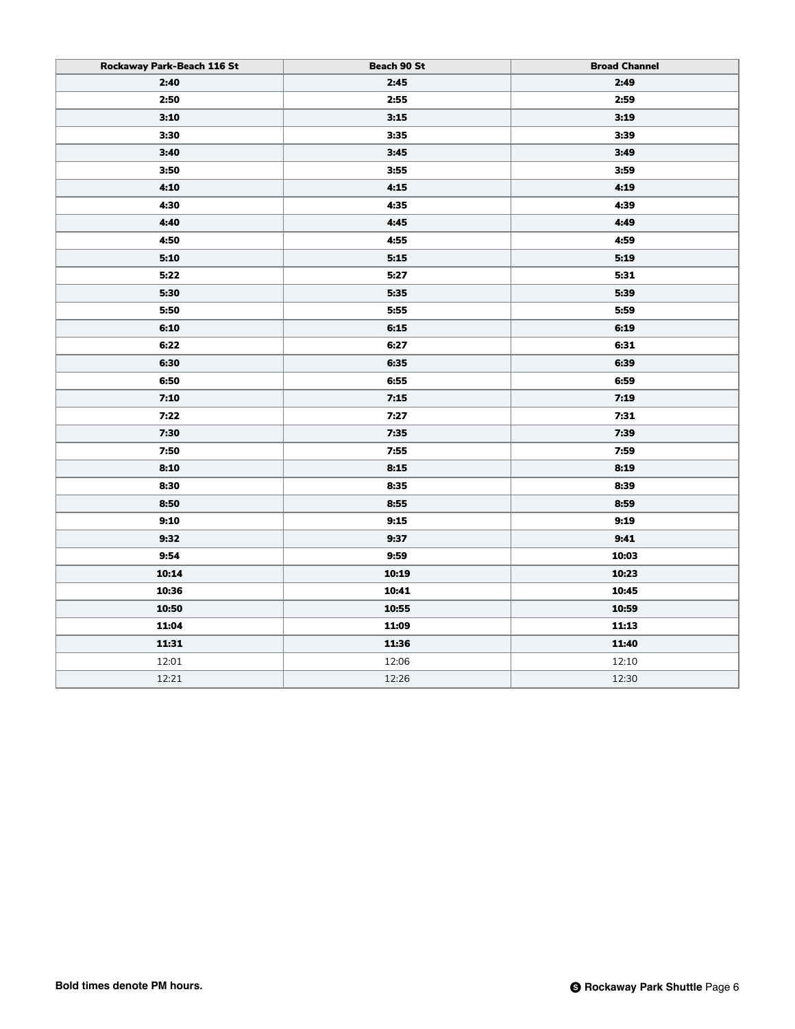| Rockaway Park-Beach 116 St | Beach 90 St | Broad Channel |
| --- | --- | --- |
| **2:40** | **2:45** | **2:49** |
| **2:50** | **2:55** | **2:59** |
| **3:10** | **3:15** | **3:19** |
| **3:30** | **3:35** | **3:39** |
| **3:40** | **3:45** | **3:49** |
| **3:50** | **3:55** | **3:59** |
| **4:10** | **4:15** | **4:19** |
| **4:30** | **4:35** | **4:39** |
| **4:40** | **4:45** | **4:49** |
| **4:50** | **4:55** | **4:59** |
| **5:10** | **5:15** | **5:19** |
| **5:22** | **5:27** | **5:31** |
| **5:30** | **5:35** | **5:39** |
| **5:50** | **5:55** | **5:59** |
| **6:10** | **6:15** | **6:19** |
| **6:22** | **6:27** | **6:31** |
| **6:30** | **6:35** | **6:39** |
| **6:50** | **6:55** | **6:59** |
| **7:10** | **7:15** | **7:19** |
| **7:22** | **7:27** | **7:31** |
| **7:30** | **7:35** | **7:39** |
| **7:50** | **7:55** | **7:59** |
| **8:10** | **8:15** | **8:19** |
| **8:30** | **8:35** | **8:39** |
| **8:50** | **8:55** | **8:59** |
| **9:10** | **9:15** | **9:19** |
| **9:32** | **9:37** | **9:41** |
| **9:54** | **9:59** | **10:03** |
| **10:14** | **10:19** | **10:23** |
| **10:36** | **10:41** | **10:45** |
| **10:50** | **10:55** | **10:59** |
| **11:04** | **11:09** | **11:13** |
| **11:31** | **11:36** | **11:40** |
| 12:01 | 12:06 | 12:10 |
| 12:21 | 12:26 | 12:30 |

**Bold times denote PM hours.**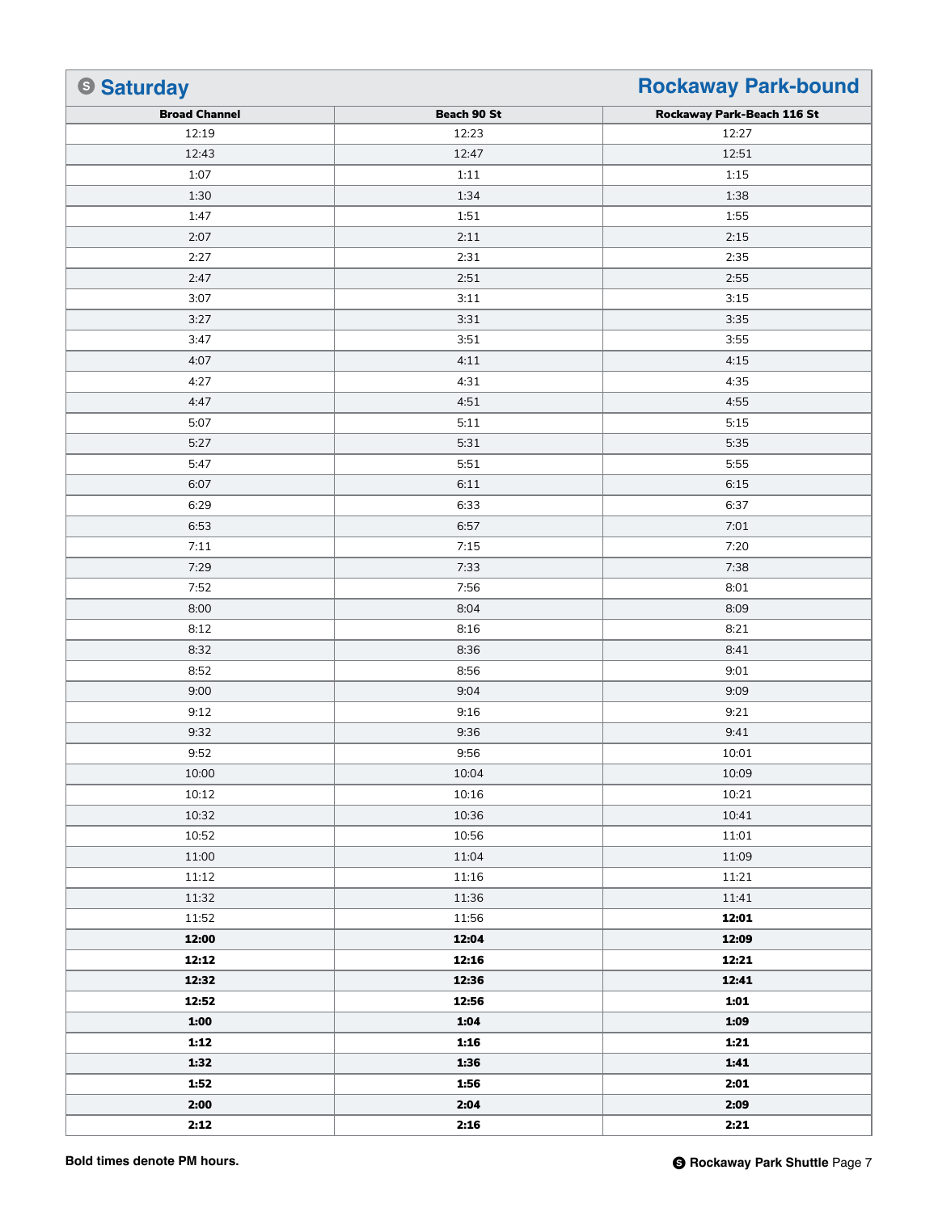## Ⓢ Saturday — Rockaway Park-bound

| Broad Channel | Beach 90 St | Rockaway Park-Beach 116 St |
|---|---|---|
| 12:19 | 12:23 | 12:27 |
| 12:43 | 12:47 | 12:51 |
| 1:07 | 1:11 | 1:15 |
| 1:30 | 1:34 | 1:38 |
| 1:47 | 1:51 | 1:55 |
| 2:07 | 2:11 | 2:15 |
| 2:27 | 2:31 | 2:35 |
| 2:47 | 2:51 | 2:55 |
| 3:07 | 3:11 | 3:15 |
| 3:27 | 3:31 | 3:35 |
| 3:47 | 3:51 | 3:55 |
| 4:07 | 4:11 | 4:15 |
| 4:27 | 4:31 | 4:35 |
| 4:47 | 4:51 | 4:55 |
| 5:07 | 5:11 | 5:15 |
| 5:27 | 5:31 | 5:35 |
| 5:47 | 5:51 | 5:55 |
| 6:07 | 6:11 | 6:15 |
| 6:29 | 6:33 | 6:37 |
| 6:53 | 6:57 | 7:01 |
| 7:11 | 7:15 | 7:20 |
| 7:29 | 7:33 | 7:38 |
| 7:52 | 7:56 | 8:01 |
| 8:00 | 8:04 | 8:09 |
| 8:12 | 8:16 | 8:21 |
| 8:32 | 8:36 | 8:41 |
| 8:52 | 8:56 | 9:01 |
| 9:00 | 9:04 | 9:09 |
| 9:12 | 9:16 | 9:21 |
| 9:32 | 9:36 | 9:41 |
| 9:52 | 9:56 | 10:01 |
| 10:00 | 10:04 | 10:09 |
| 10:12 | 10:16 | 10:21 |
| 10:32 | 10:36 | 10:41 |
| 10:52 | 10:56 | 11:01 |
| 11:00 | 11:04 | 11:09 |
| 11:12 | 11:16 | 11:21 |
| 11:32 | 11:36 | 11:41 |
| 11:52 | 11:56 | **12:01** |
| **12:00** | **12:04** | **12:09** |
| **12:12** | **12:16** | **12:21** |
| **12:32** | **12:36** | **12:41** |
| **12:52** | **12:56** | **1:01** |
| **1:00** | **1:04** | **1:09** |
| **1:12** | **1:16** | **1:21** |
| **1:32** | **1:36** | **1:41** |
| **1:52** | **1:56** | **2:01** |
| **2:00** | **2:04** | **2:09** |
| **2:12** | **2:16** | **2:21** |

**Bold times denote PM hours.**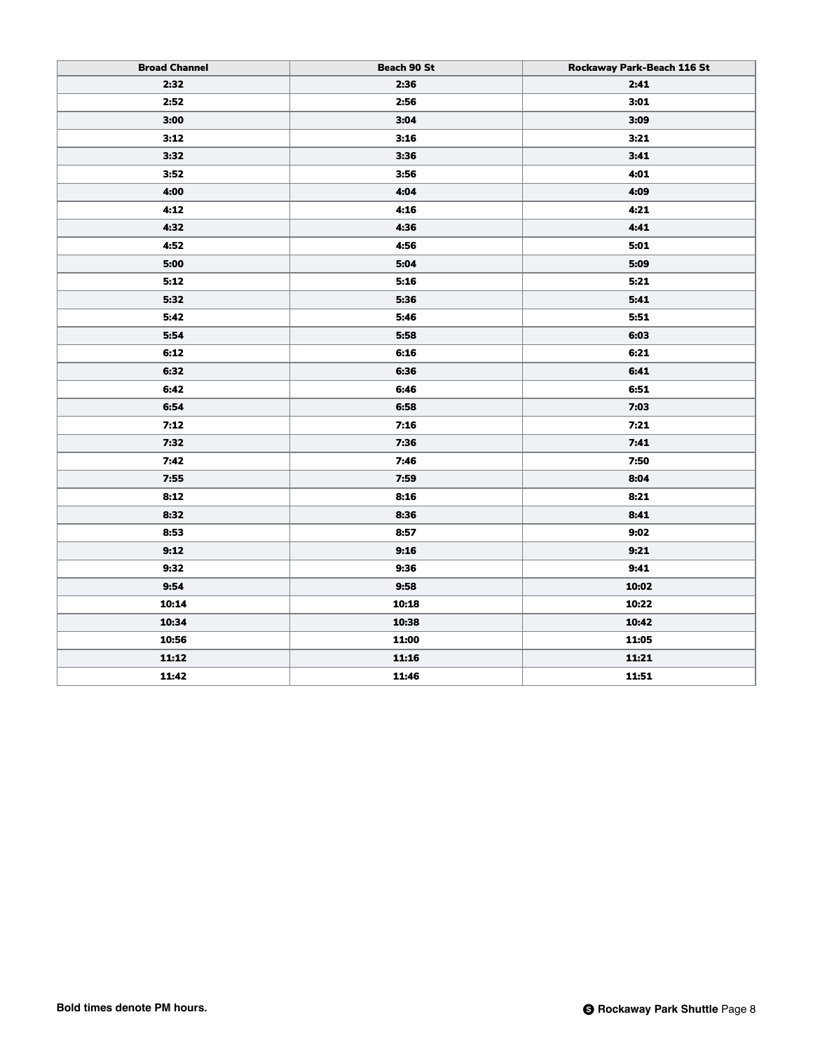| Broad Channel | Beach 90 St | Rockaway Park-Beach 116 St |
| --- | --- | --- |
| **2:32** | **2:36** | **2:41** |
| **2:52** | **2:56** | **3:01** |
| **3:00** | **3:04** | **3:09** |
| **3:12** | **3:16** | **3:21** |
| **3:32** | **3:36** | **3:41** |
| **3:52** | **3:56** | **4:01** |
| **4:00** | **4:04** | **4:09** |
| **4:12** | **4:16** | **4:21** |
| **4:32** | **4:36** | **4:41** |
| **4:52** | **4:56** | **5:01** |
| **5:00** | **5:04** | **5:09** |
| **5:12** | **5:16** | **5:21** |
| **5:32** | **5:36** | **5:41** |
| **5:42** | **5:46** | **5:51** |
| **5:54** | **5:58** | **6:03** |
| **6:12** | **6:16** | **6:21** |
| **6:32** | **6:36** | **6:41** |
| **6:42** | **6:46** | **6:51** |
| **6:54** | **6:58** | **7:03** |
| **7:12** | **7:16** | **7:21** |
| **7:32** | **7:36** | **7:41** |
| **7:42** | **7:46** | **7:50** |
| **7:55** | **7:59** | **8:04** |
| **8:12** | **8:16** | **8:21** |
| **8:32** | **8:36** | **8:41** |
| **8:53** | **8:57** | **9:02** |
| **9:12** | **9:16** | **9:21** |
| **9:32** | **9:36** | **9:41** |
| **9:54** | **9:58** | **10:02** |
| **10:14** | **10:18** | **10:22** |
| **10:34** | **10:38** | **10:42** |
| **10:56** | **11:00** | **11:05** |
| **11:12** | **11:16** | **11:21** |
| **11:42** | **11:46** | **11:51** |

**Bold times denote PM hours.**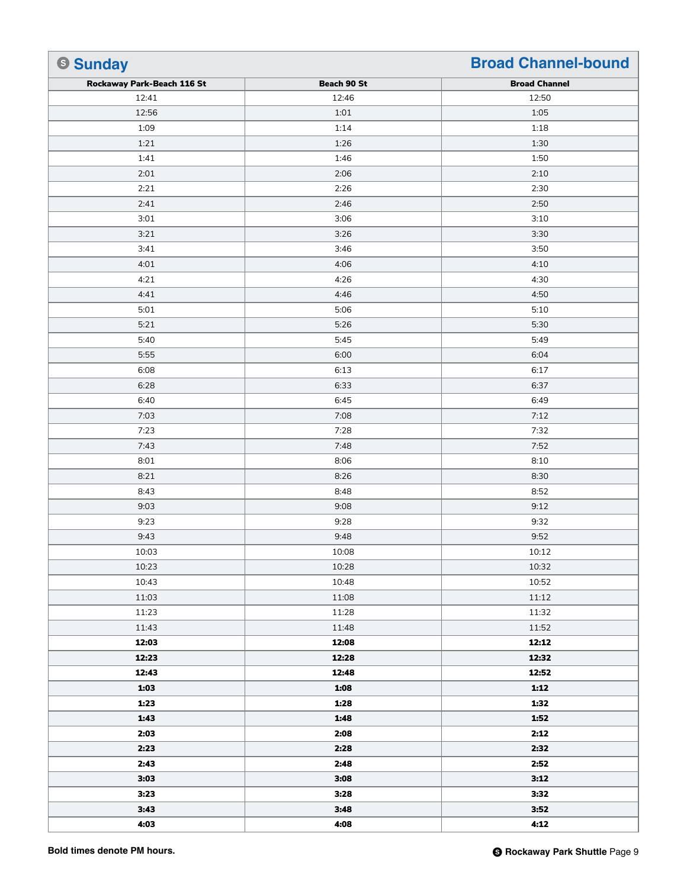## Ⓢ Sunday — Broad Channel-bound

| Rockaway Park-Beach 116 St | Beach 90 St | Broad Channel |
|---|---|---|
| 12:41 | 12:46 | 12:50 |
| 12:56 | 1:01 | 1:05 |
| 1:09 | 1:14 | 1:18 |
| 1:21 | 1:26 | 1:30 |
| 1:41 | 1:46 | 1:50 |
| 2:01 | 2:06 | 2:10 |
| 2:21 | 2:26 | 2:30 |
| 2:41 | 2:46 | 2:50 |
| 3:01 | 3:06 | 3:10 |
| 3:21 | 3:26 | 3:30 |
| 3:41 | 3:46 | 3:50 |
| 4:01 | 4:06 | 4:10 |
| 4:21 | 4:26 | 4:30 |
| 4:41 | 4:46 | 4:50 |
| 5:01 | 5:06 | 5:10 |
| 5:21 | 5:26 | 5:30 |
| 5:40 | 5:45 | 5:49 |
| 5:55 | 6:00 | 6:04 |
| 6:08 | 6:13 | 6:17 |
| 6:28 | 6:33 | 6:37 |
| 6:40 | 6:45 | 6:49 |
| 7:03 | 7:08 | 7:12 |
| 7:23 | 7:28 | 7:32 |
| 7:43 | 7:48 | 7:52 |
| 8:01 | 8:06 | 8:10 |
| 8:21 | 8:26 | 8:30 |
| 8:43 | 8:48 | 8:52 |
| 9:03 | 9:08 | 9:12 |
| 9:23 | 9:28 | 9:32 |
| 9:43 | 9:48 | 9:52 |
| 10:03 | 10:08 | 10:12 |
| 10:23 | 10:28 | 10:32 |
| 10:43 | 10:48 | 10:52 |
| 11:03 | 11:08 | 11:12 |
| 11:23 | 11:28 | 11:32 |
| 11:43 | 11:48 | 11:52 |
| **12:03** | **12:08** | **12:12** |
| **12:23** | **12:28** | **12:32** |
| **12:43** | **12:48** | **12:52** |
| **1:03** | **1:08** | **1:12** |
| **1:23** | **1:28** | **1:32** |
| **1:43** | **1:48** | **1:52** |
| **2:03** | **2:08** | **2:12** |
| **2:23** | **2:28** | **2:32** |
| **2:43** | **2:48** | **2:52** |
| **3:03** | **3:08** | **3:12** |
| **3:23** | **3:28** | **3:32** |
| **3:43** | **3:48** | **3:52** |
| **4:03** | **4:08** | **4:12** |

**Bold times denote PM hours.**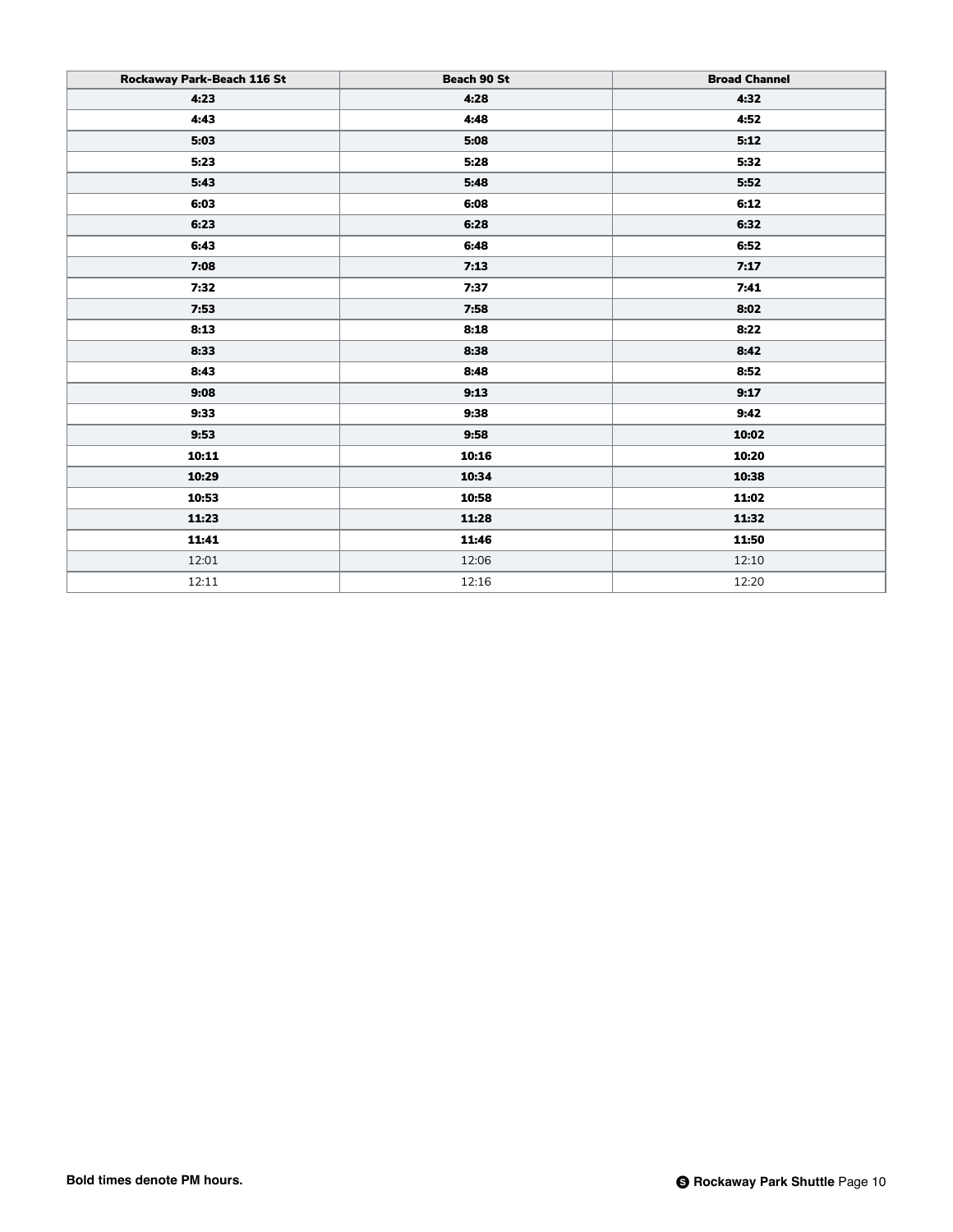| Rockaway Park-Beach 116 St | Beach 90 St | Broad Channel |
|---|---|---|
| **4:23** | **4:28** | **4:32** |
| **4:43** | **4:48** | **4:52** |
| **5:03** | **5:08** | **5:12** |
| **5:23** | **5:28** | **5:32** |
| **5:43** | **5:48** | **5:52** |
| **6:03** | **6:08** | **6:12** |
| **6:23** | **6:28** | **6:32** |
| **6:43** | **6:48** | **6:52** |
| **7:08** | **7:13** | **7:17** |
| **7:32** | **7:37** | **7:41** |
| **7:53** | **7:58** | **8:02** |
| **8:13** | **8:18** | **8:22** |
| **8:33** | **8:38** | **8:42** |
| **8:43** | **8:48** | **8:52** |
| **9:08** | **9:13** | **9:17** |
| **9:33** | **9:38** | **9:42** |
| **9:53** | **9:58** | **10:02** |
| **10:11** | **10:16** | **10:20** |
| **10:29** | **10:34** | **10:38** |
| **10:53** | **10:58** | **11:02** |
| **11:23** | **11:28** | **11:32** |
| **11:41** | **11:46** | **11:50** |
| 12:01 | 12:06 | 12:10 |
| 12:11 | 12:16 | 12:20 |

**Bold times denote PM hours.**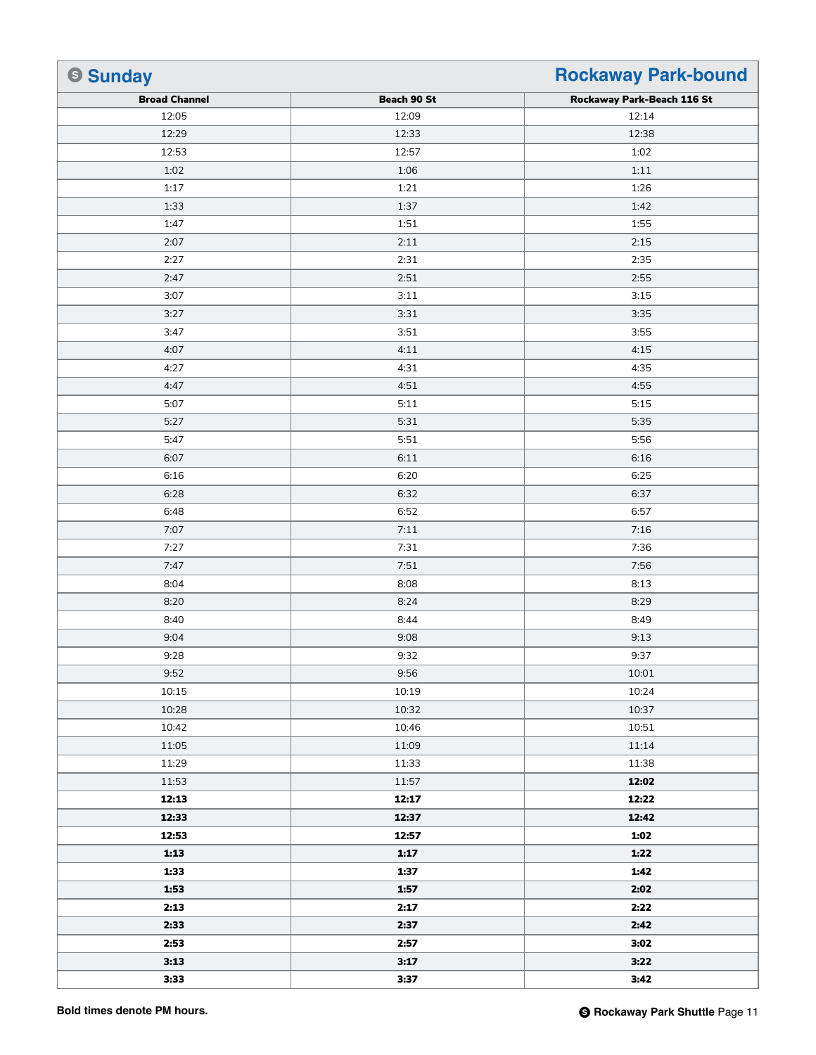## Sunday — Rockaway Park-bound

| Broad Channel | Beach 90 St | Rockaway Park-Beach 116 St |
|---|---|---|
| 12:05 | 12:09 | 12:14 |
| 12:29 | 12:33 | 12:38 |
| 12:53 | 12:57 | 1:02 |
| 1:02 | 1:06 | 1:11 |
| 1:17 | 1:21 | 1:26 |
| 1:33 | 1:37 | 1:42 |
| 1:47 | 1:51 | 1:55 |
| 2:07 | 2:11 | 2:15 |
| 2:27 | 2:31 | 2:35 |
| 2:47 | 2:51 | 2:55 |
| 3:07 | 3:11 | 3:15 |
| 3:27 | 3:31 | 3:35 |
| 3:47 | 3:51 | 3:55 |
| 4:07 | 4:11 | 4:15 |
| 4:27 | 4:31 | 4:35 |
| 4:47 | 4:51 | 4:55 |
| 5:07 | 5:11 | 5:15 |
| 5:27 | 5:31 | 5:35 |
| 5:47 | 5:51 | 5:56 |
| 6:07 | 6:11 | 6:16 |
| 6:16 | 6:20 | 6:25 |
| 6:28 | 6:32 | 6:37 |
| 6:48 | 6:52 | 6:57 |
| 7:07 | 7:11 | 7:16 |
| 7:27 | 7:31 | 7:36 |
| 7:47 | 7:51 | 7:56 |
| 8:04 | 8:08 | 8:13 |
| 8:20 | 8:24 | 8:29 |
| 8:40 | 8:44 | 8:49 |
| 9:04 | 9:08 | 9:13 |
| 9:28 | 9:32 | 9:37 |
| 9:52 | 9:56 | 10:01 |
| 10:15 | 10:19 | 10:24 |
| 10:28 | 10:32 | 10:37 |
| 10:42 | 10:46 | 10:51 |
| 11:05 | 11:09 | 11:14 |
| 11:29 | 11:33 | 11:38 |
| 11:53 | 11:57 | **12:02** |
| **12:13** | **12:17** | **12:22** |
| **12:33** | **12:37** | **12:42** |
| **12:53** | **12:57** | **1:02** |
| **1:13** | **1:17** | **1:22** |
| **1:33** | **1:37** | **1:42** |
| **1:53** | **1:57** | **2:02** |
| **2:13** | **2:17** | **2:22** |
| **2:33** | **2:37** | **2:42** |
| **2:53** | **2:57** | **3:02** |
| **3:13** | **3:17** | **3:22** |
| **3:33** | **3:37** | **3:42** |

**Bold times denote PM hours.**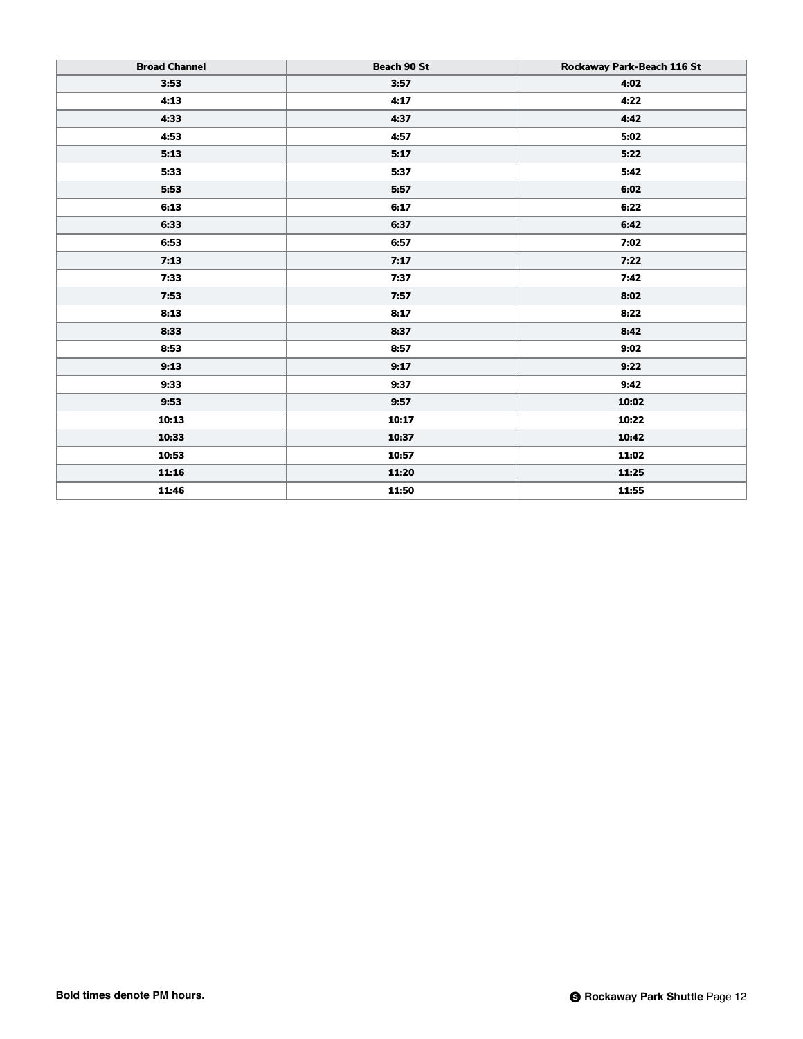| Broad Channel | Beach 90 St | Rockaway Park-Beach 116 St |
|---|---|---|
| **3:53** | **3:57** | **4:02** |
| **4:13** | **4:17** | **4:22** |
| **4:33** | **4:37** | **4:42** |
| **4:53** | **4:57** | **5:02** |
| **5:13** | **5:17** | **5:22** |
| **5:33** | **5:37** | **5:42** |
| **5:53** | **5:57** | **6:02** |
| **6:13** | **6:17** | **6:22** |
| **6:33** | **6:37** | **6:42** |
| **6:53** | **6:57** | **7:02** |
| **7:13** | **7:17** | **7:22** |
| **7:33** | **7:37** | **7:42** |
| **7:53** | **7:57** | **8:02** |
| **8:13** | **8:17** | **8:22** |
| **8:33** | **8:37** | **8:42** |
| **8:53** | **8:57** | **9:02** |
| **9:13** | **9:17** | **9:22** |
| **9:33** | **9:37** | **9:42** |
| **9:53** | **9:57** | **10:02** |
| **10:13** | **10:17** | **10:22** |
| **10:33** | **10:37** | **10:42** |
| **10:53** | **10:57** | **11:02** |
| **11:16** | **11:20** | **11:25** |
| **11:46** | **11:50** | **11:55** |

**Bold times denote PM hours.**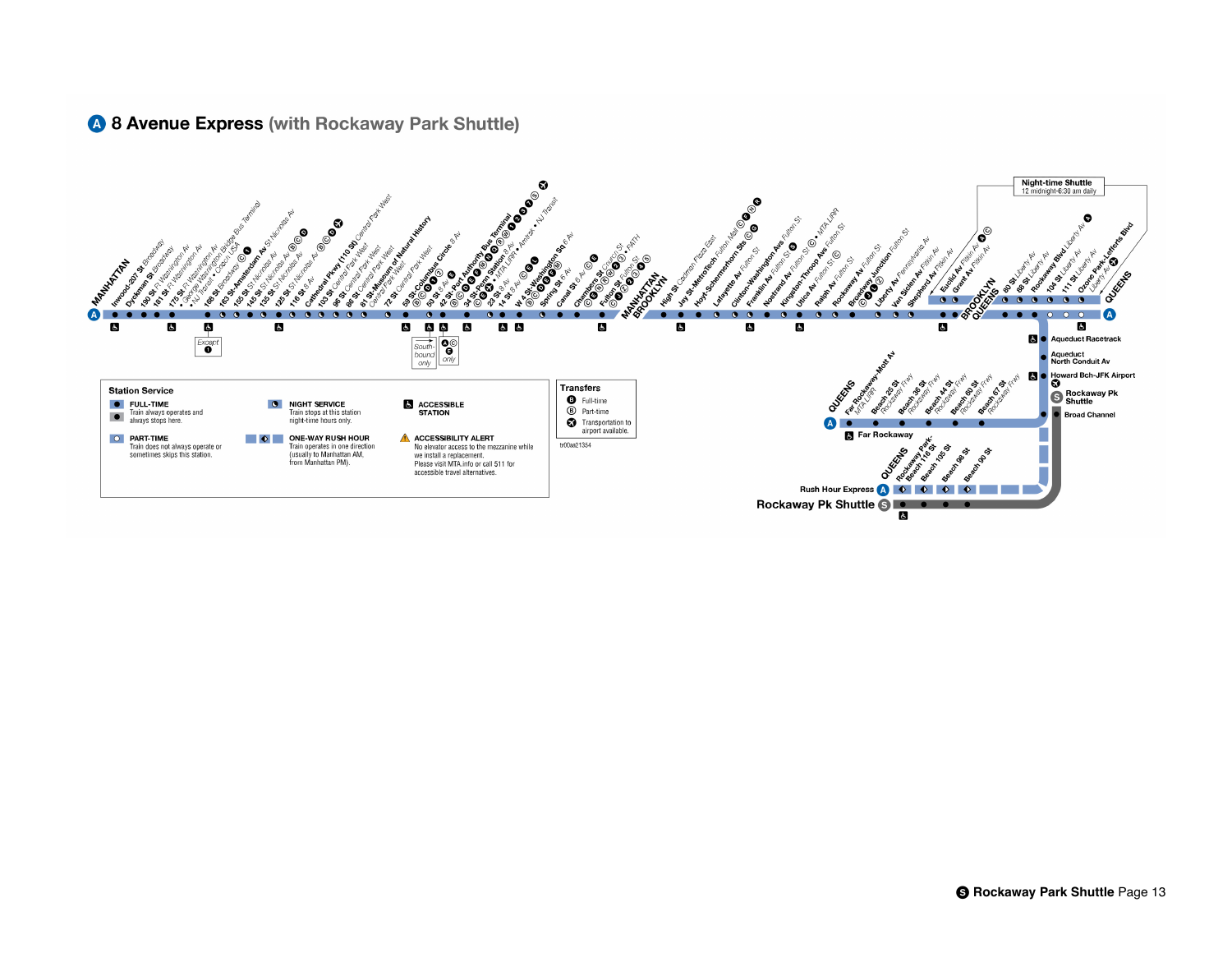# A 8 Avenue Express (with Rockaway Park Shuttle)

**MANHATTAN**

- Inwood-207 St *Broadway*
- Dyckman St *Broadway*
- 190 St *Ft Washington Av*
- 181 St *Ft Washington Av*
- 175 St *Ft Washington Av* • George Washington Bridge Bus Terminal • NJ Transit • Coach USA
- 168 St *Broadway* C 1
- 163 St-Amsterdam Av *St Nicholas Av* (Except 1)
- 155 St *St Nicholas Av*
- 145 St *St Nicholas Av* B C D
- 135 St *St Nicholas Av* B C
- 125 St *St Nicholas Av* B C D ✈
- 116 St *8 Av*
- Cathedral Pkwy (110 St) *Central Park West*
- 103 St *Central Park West*
- 96 St *Central Park West*
- 86 St *Central Park West*
- 81 St-Museum of Natural History *Central Park West*
- 72 St *Central Park West*
- 59 St-Columbus Circle *8 Av* B C D 1
- 50 St *8 Av* C E (Southbound only)
- 42 St-Port Authority Bus Terminal *8 Av* C E N Q R W S 1 2 3 7 ✈ (A C E only)
- 34 St-Penn Station *8 Av* C E • MTA LIRR • Amtrak • NJ Transit
- 23 St *8 Av* C E
- 14 St *8 Av* C E L
- W 4 St-Washington Sq *6 Av* B C D E F M
- Spring St *6 Av* C E
- Canal St *6 Av* C E
- Chambers St *Church St* C E
- Fulton St *Fulton St* C J Z 2 3 4 5 • PATH

**MANHATTAN / BROOKLYN**

- High St *Cadman Plaza East*
- Jay St-MetroTech *Fulton Mall* C F R
- Hoyt-Schermerhorn Sts C G
- Lafayette Av *Fulton St*
- Clinton-Washington Avs *Fulton St*
- Franklin Av *Fulton St* S
- Nostrand Av *Fulton St* C • MTA LIRR
- Kingston-Throop Avs *Fulton St* C
- Utica Av *Fulton St* C
- Ralph Av *Fulton St*
- Rockaway Av *Fulton St*
- Broadway Junction *Fulton St* C J L Z
- Liberty Av *Pennsylvania Av*
- Van Siclen Av *Pitkin Av*
- Shepherd Av *Pitkin Av*
- Euclid Av *Pitkin Av* C
- Grant Av *Pitkin Av*

**BROOKLYN / QUEENS**

- 80 St *Liberty Av*
- 88 St *Liberty Av*
- Rockaway Blvd *Liberty Av*
- 104 St *Liberty Av*
- 111 St *Liberty Av*
- Ozone Park-Lefferts Blvd *Liberty Av* ✈

**QUEENS**

Night-time Shuttle
12 midnight-6:30 am daily

- Aqueduct Racetrack
- Aqueduct North Conduit Av
- Howard Bch-JFK Airport ✈
- S Rockaway Pk Shuttle
- Broad Channel

**QUEENS** (Far Rockaway branch)

- Far Rockaway-Mott Av *MTA LIRR*
- Beach 25 St *Rockaway Fwy*
- Beach 36 St *Rockaway Fwy*
- Beach 44 St *Rockaway Fwy*
- Beach 60 St *Rockaway Fwy*
- Beach 67 St *Rockaway Fwy*

Far Rockaway

**QUEENS** (Rockaway Park branch)

- Rockaway Park-Beach 116 St
- Beach 105 St
- Beach 98 St
- Beach 90 St

Rush Hour Express A

Rockaway Pk Shuttle S

## Station Service

- **FULL-TIME** — Train always operates and always stops here.
- **PART-TIME** — Train does not always operate or sometimes skips this station.
- **NIGHT SERVICE** — Train stops at this station night-time hours only.
- **ONE-WAY RUSH HOUR** — Train operates in one direction (usually to Manhattan AM, from Manhattan PM).
- **ACCESSIBLE STATION**
- **ACCESSIBILITY ALERT** — No elevator access to the mezzanine while we install a replacement. Please visit MTA.info or call 511 for accessible travel alternatives.

## Transfers

- B Full-time
- B Part-time
- ✈ Transportation to airport available.

tr00at21354

S Rockaway Park Shuttle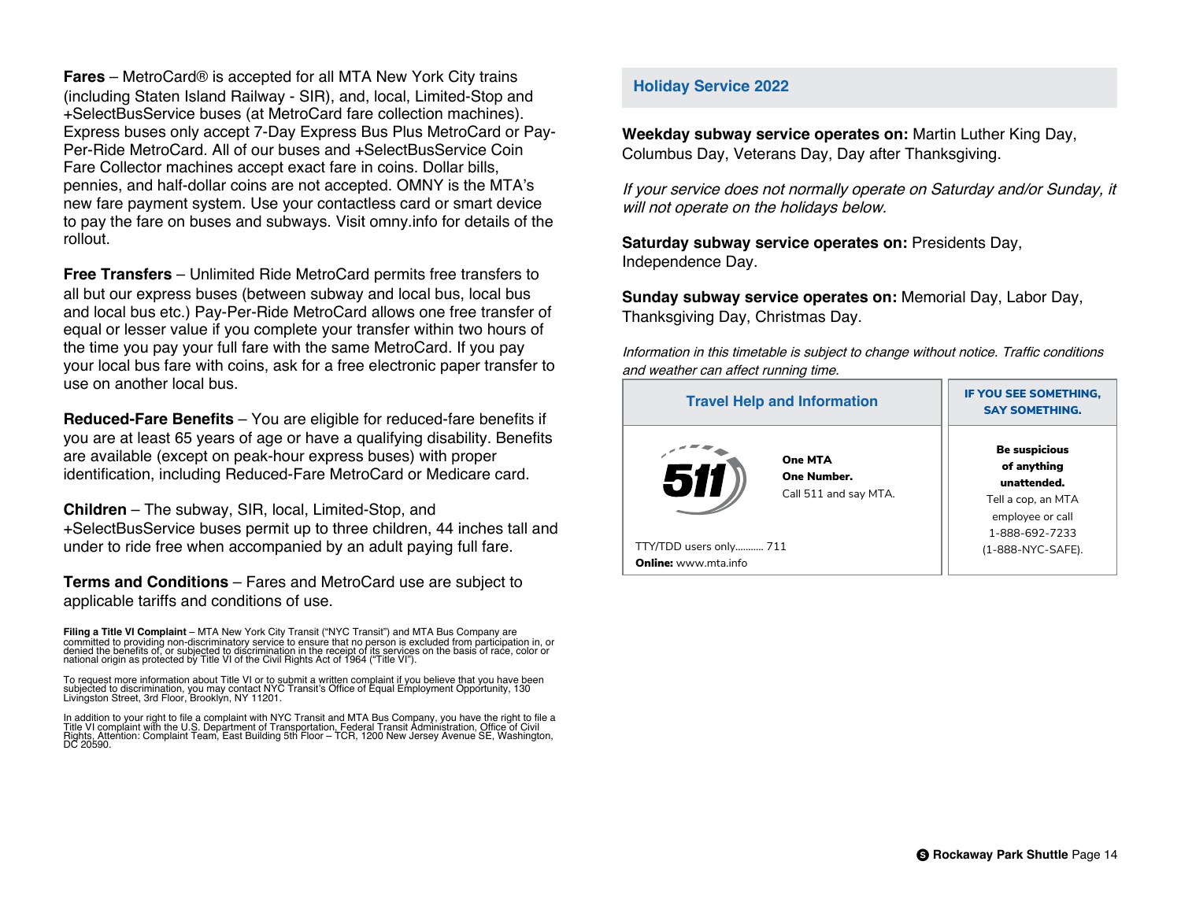**Fares** – MetroCard® is accepted for all MTA New York City trains (including Staten Island Railway - SIR), and, local, Limited-Stop and +SelectBusService buses (at MetroCard fare collection machines). Express buses only accept 7-Day Express Bus Plus MetroCard or Pay-Per-Ride MetroCard. All of our buses and +SelectBusService Coin Fare Collector machines accept exact fare in coins. Dollar bills, pennies, and half-dollar coins are not accepted. OMNY is the MTA's new fare payment system. Use your contactless card or smart device to pay the fare on buses and subways. Visit omny.info for details of the rollout.

**Free Transfers** – Unlimited Ride MetroCard permits free transfers to all but our express buses (between subway and local bus, local bus and local bus etc.) Pay-Per-Ride MetroCard allows one free transfer of equal or lesser value if you complete your transfer within two hours of the time you pay your full fare with the same MetroCard. If you pay your local bus fare with coins, ask for a free electronic paper transfer to use on another local bus.

**Reduced-Fare Benefits** – You are eligible for reduced-fare benefits if you are at least 65 years of age or have a qualifying disability. Benefits are available (except on peak-hour express buses) with proper identification, including Reduced-Fare MetroCard or Medicare card.

**Children** – The subway, SIR, local, Limited-Stop, and +SelectBusService buses permit up to three children, 44 inches tall and under to ride free when accompanied by an adult paying full fare.

**Terms and Conditions** – Fares and MetroCard use are subject to applicable tariffs and conditions of use.

**Filing a Title VI Complaint** – MTA New York City Transit ("NYC Transit") and MTA Bus Company are committed to providing non-discriminatory service to ensure that no person is excluded from participation in, or denied the benefits of, or subjected to discrimination in the receipt of its services on the basis of race, color or national origin as protected by Title VI of the Civil Rights Act of 1964 ("Title VI").

To request more information about Title VI or to submit a written complaint if you believe that you have been subjected to discrimination, you may contact NYC Transit's Office of Equal Employment Opportunity, 130 Livingston Street, 3rd Floor, Brooklyn, NY 11201.

In addition to your right to file a complaint with NYC Transit and MTA Bus Company, you have the right to file a Title VI complaint with the U.S. Department of Transportation, Federal Transit Administration, Office of Civil Rights, Attention: Complaint Team, East Building 5th Floor – TCR, 1200 New Jersey Avenue SE, Washington, DC 20590.

## Holiday Service 2022

**Weekday subway service operates on:** Martin Luther King Day, Columbus Day, Veterans Day, Day after Thanksgiving.

*If your service does not normally operate on Saturday and/or Sunday, it will not operate on the holidays below.*

**Saturday subway service operates on:** Presidents Day, Independence Day.

**Sunday subway service operates on:** Memorial Day, Labor Day, Thanksgiving Day, Christmas Day.

*Information in this timetable is subject to change without notice. Traffic conditions and weather can affect running time.*

### Travel Help and Information

511

**One MTA**
**One Number.**
Call 511 and say MTA.

TTY/TDD users only.......... 711
**Online:** www.mta.info

### IF YOU SEE SOMETHING, SAY SOMETHING.

**Be suspicious of anything unattended.**
Tell a cop, an MTA employee or call 1-888-692-7233 (1-888-NYC-SAFE).